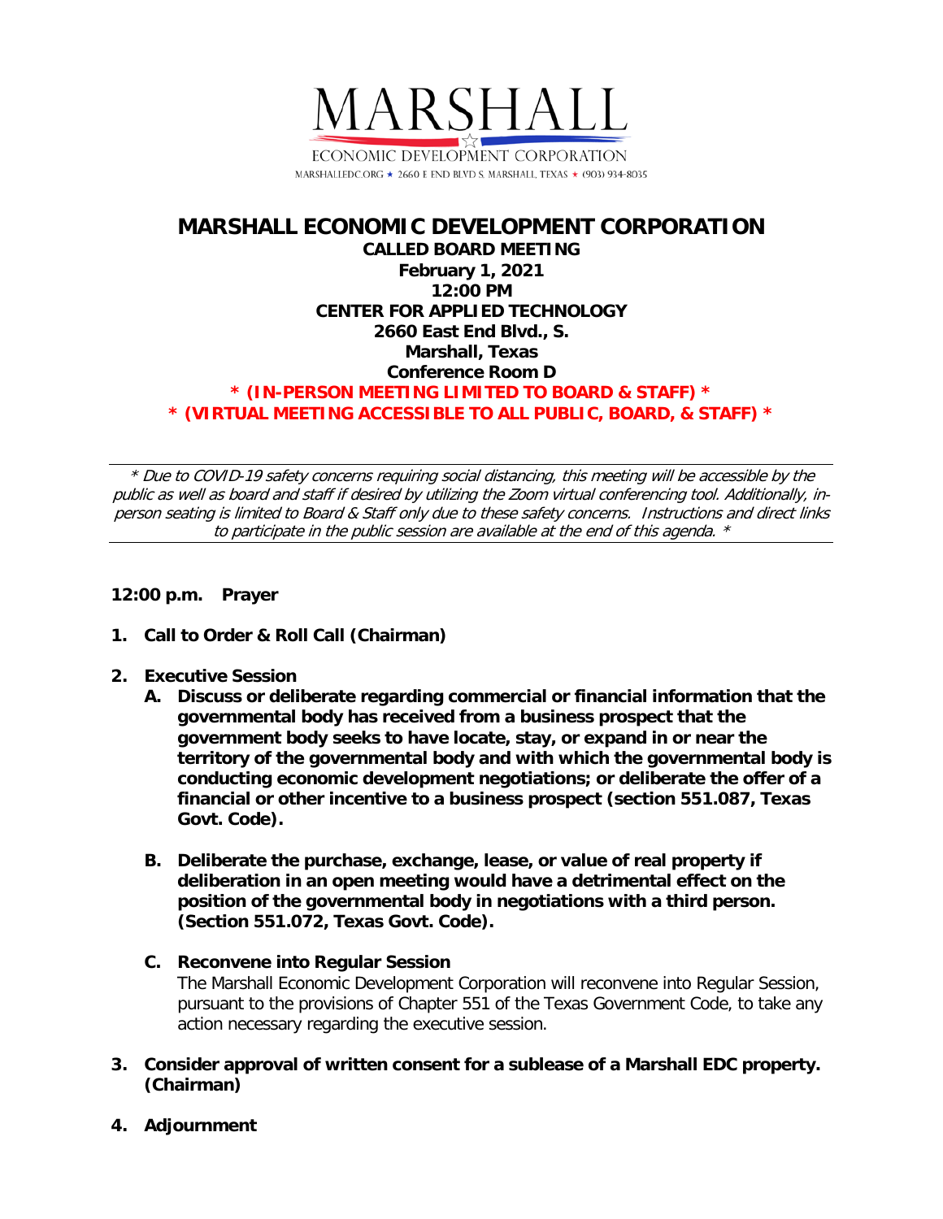MARSHALL

ECONOMIC DEVELOPMENT CORPORATION

MARSHALLEDC.ORG ★ 2660 E END BLVD S. MARSHALL, TEXAS ★ (903) 934-8035

# MARSHALL ECONOMIC DEVELOPMENT CORPORATION

**CALLED BOARD MEETING**
**February 1, 2021**
**12:00 PM**
**CENTER FOR APPLIED TECHNOLOGY**
**2660 East End Blvd., S.**
**Marshall, Texas**
**Conference Room D**

*** (IN-PERSON MEETING LIMITED TO BOARD & STAFF) ***
*** (VIRTUAL MEETING ACCESSIBLE TO ALL PUBLIC, BOARD, & STAFF) ***

---

*\* Due to COVID-19 safety concerns requiring social distancing, this meeting will be accessible by the public as well as board and staff if desired by utilizing the Zoom virtual conferencing tool. Additionally, in-person seating is limited to Board & Staff only due to these safety concerns. Instructions and direct links to participate in the public session are available at the end of this agenda. \**

---

**12:00 p.m. Prayer**

1. **Call to Order & Roll Call (Chairman)**

2. **Executive Session**
   - **A. Discuss or deliberate regarding commercial or financial information that the governmental body has received from a business prospect that the government body seeks to have locate, stay, or expand in or near the territory of the governmental body and with which the governmental body is conducting economic development negotiations; or deliberate the offer of a financial or other incentive to a business prospect (section 551.087, Texas Govt. Code).**

   - **B. Deliberate the purchase, exchange, lease, or value of real property if deliberation in an open meeting would have a detrimental effect on the position of the governmental body in negotiations with a third person. (Section 551.072, Texas Govt. Code).**

   - **C. Reconvene into Regular Session**
     The Marshall Economic Development Corporation will reconvene into Regular Session, pursuant to the provisions of Chapter 551 of the Texas Government Code, to take any action necessary regarding the executive session.

3. **Consider approval of written consent for a sublease of a Marshall EDC property. (Chairman)**

4. **Adjournment**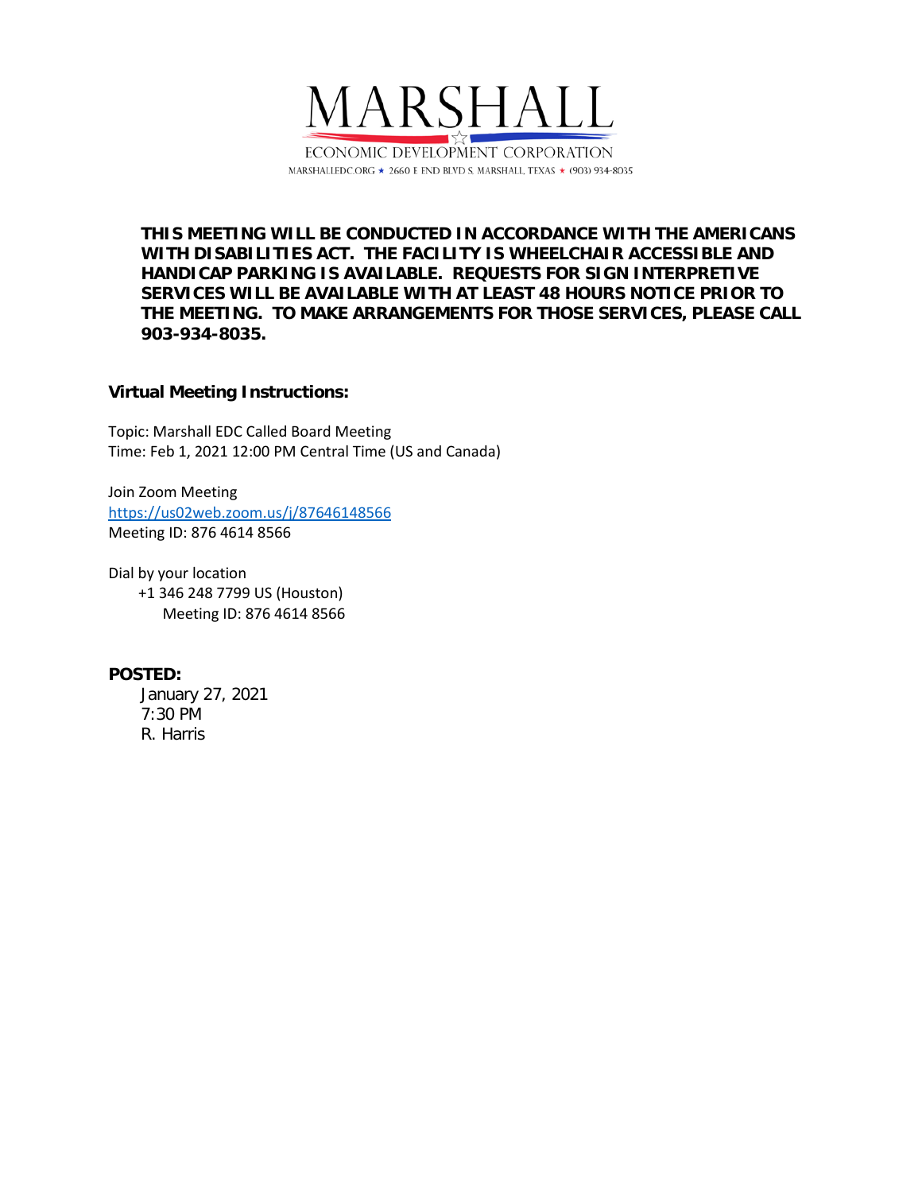# MARSHALL

ECONOMIC DEVELOPMENT CORPORATION

MARSHALLEDC.ORG ★ 2660 E END BLVD S. MARSHALL, TEXAS ★ (903) 934-8035

**THIS MEETING WILL BE CONDUCTED IN ACCORDANCE WITH THE AMERICANS WITH DISABILITIES ACT. THE FACILITY IS WHEELCHAIR ACCESSIBLE AND HANDICAP PARKING IS AVAILABLE. REQUESTS FOR SIGN INTERPRETIVE SERVICES WILL BE AVAILABLE WITH AT LEAST 48 HOURS NOTICE PRIOR TO THE MEETING. TO MAKE ARRANGEMENTS FOR THOSE SERVICES, PLEASE CALL 903-934-8035.**

## Virtual Meeting Instructions:

Topic: Marshall EDC Called Board Meeting
Time: Feb 1, 2021 12:00 PM Central Time (US and Canada)

Join Zoom Meeting
https://us02web.zoom.us/j/87646148566
Meeting ID: 876 4614 8566

Dial by your location
+1 346 248 7799 US (Houston)
Meeting ID: 876 4614 8566

**POSTED:**
January 27, 2021
7:30 PM
R. Harris